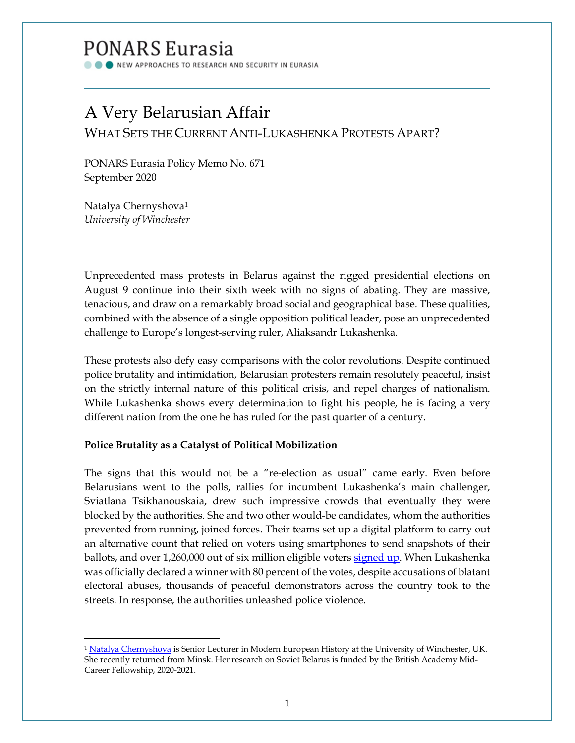PONARS Eurasia

NEW APPROACHES TO RESEARCH AND SECURITY IN EURASIA

# A Very Belarusian Affair

## What Sets the Current Anti-Lukashenka Protests Apart?

PONARS Eurasia Policy Memo No. 671
September 2020

Natalya Chernyshova[1]
*University of Winchester*

Unprecedented mass protests in Belarus against the rigged presidential elections on August 9 continue into their sixth week with no signs of abating. They are massive, tenacious, and draw on a remarkably broad social and geographical base. These qualities, combined with the absence of a single opposition political leader, pose an unprecedented challenge to Europe's longest-serving ruler, Aliaksandr Lukashenka.

These protests also defy easy comparisons with the color revolutions. Despite continued police brutality and intimidation, Belarusian protesters remain resolutely peaceful, insist on the strictly internal nature of this political crisis, and repel charges of nationalism. While Lukashenka shows every determination to fight his people, he is facing a very different nation from the one he has ruled for the past quarter of a century.

**Police Brutality as a Catalyst of Political Mobilization**

The signs that this would not be a "re-election as usual" came early. Even before Belarusians went to the polls, rallies for incumbent Lukashenka's main challenger, Sviatlana Tsikhanouskaia, drew such impressive crowds that eventually they were blocked by the authorities. She and two other would-be candidates, whom the authorities prevented from running, joined forces. Their teams set up a digital platform to carry out an alternative count that relied on voters using smartphones to send snapshots of their ballots, and over 1,260,000 out of six million eligible voters signed up. When Lukashenka was officially declared a winner with 80 percent of the votes, despite accusations of blatant electoral abuses, thousands of peaceful demonstrators across the country took to the streets. In response, the authorities unleashed police violence.

[1] Natalya Chernyshova is Senior Lecturer in Modern European History at the University of Winchester, UK. She recently returned from Minsk. Her research on Soviet Belarus is funded by the British Academy Mid-Career Fellowship, 2020-2021.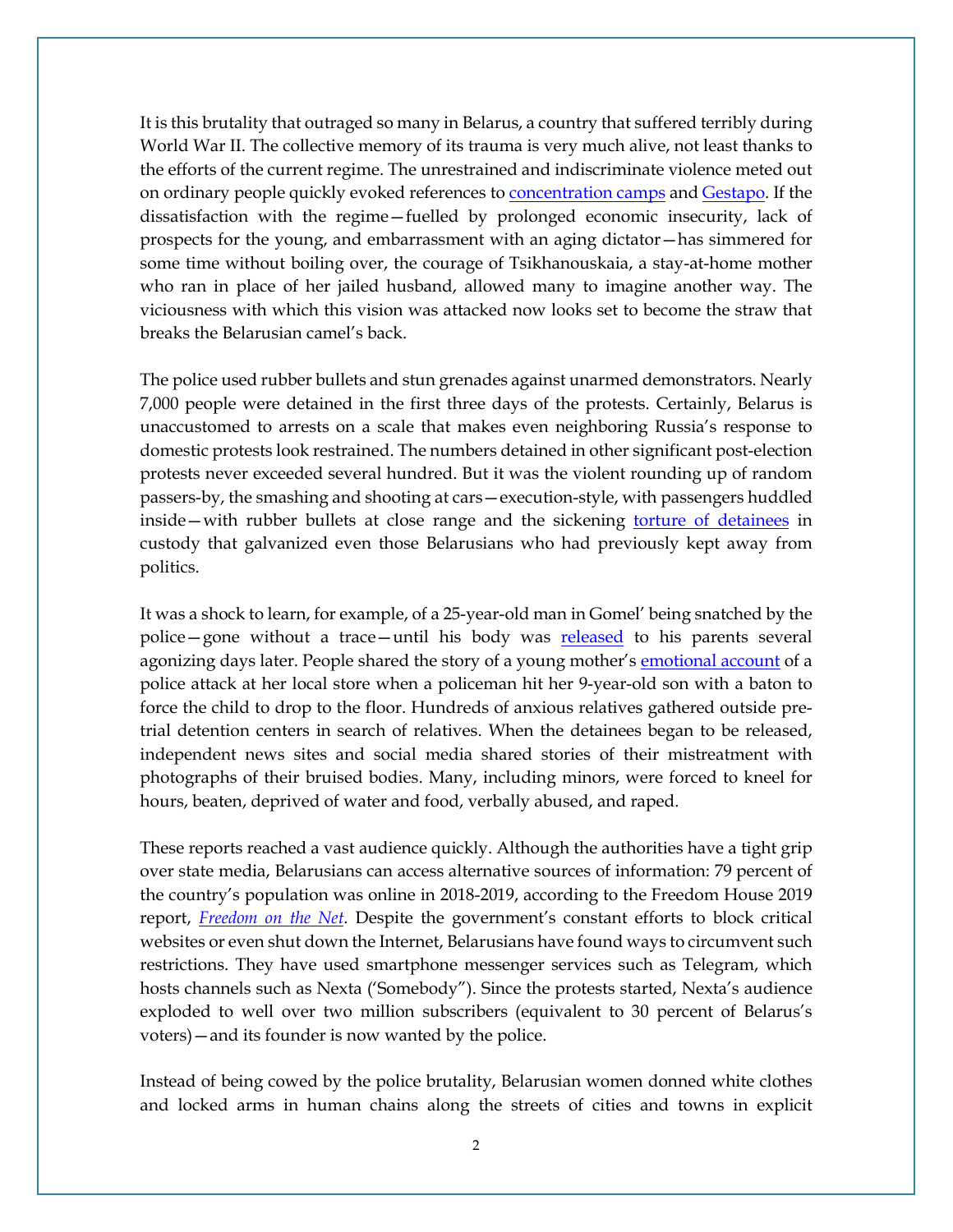It is this brutality that outraged so many in Belarus, a country that suffered terribly during World War II. The collective memory of its trauma is very much alive, not least thanks to the efforts of the current regime. The unrestrained and indiscriminate violence meted out on ordinary people quickly evoked references to concentration camps and Gestapo. If the dissatisfaction with the regime—fuelled by prolonged economic insecurity, lack of prospects for the young, and embarrassment with an aging dictator—has simmered for some time without boiling over, the courage of Tsikhanouskaia, a stay-at-home mother who ran in place of her jailed husband, allowed many to imagine another way. The viciousness with which this vision was attacked now looks set to become the straw that breaks the Belarusian camel's back.

The police used rubber bullets and stun grenades against unarmed demonstrators. Nearly 7,000 people were detained in the first three days of the protests. Certainly, Belarus is unaccustomed to arrests on a scale that makes even neighboring Russia's response to domestic protests look restrained. The numbers detained in other significant post-election protests never exceeded several hundred. But it was the violent rounding up of random passers-by, the smashing and shooting at cars—execution-style, with passengers huddled inside—with rubber bullets at close range and the sickening torture of detainees in custody that galvanized even those Belarusians who had previously kept away from politics.

It was a shock to learn, for example, of a 25-year-old man in Gomel' being snatched by the police—gone without a trace—until his body was released to his parents several agonizing days later. People shared the story of a young mother's emotional account of a police attack at her local store when a policeman hit her 9-year-old son with a baton to force the child to drop to the floor. Hundreds of anxious relatives gathered outside pre-trial detention centers in search of relatives. When the detainees began to be released, independent news sites and social media shared stories of their mistreatment with photographs of their bruised bodies. Many, including minors, were forced to kneel for hours, beaten, deprived of water and food, verbally abused, and raped.

These reports reached a vast audience quickly. Although the authorities have a tight grip over state media, Belarusians can access alternative sources of information: 79 percent of the country's population was online in 2018-2019, according to the Freedom House 2019 report, *Freedom on the Net*. Despite the government's constant efforts to block critical websites or even shut down the Internet, Belarusians have found ways to circumvent such restrictions. They have used smartphone messenger services such as Telegram, which hosts channels such as Nexta ('Somebody"). Since the protests started, Nexta's audience exploded to well over two million subscribers (equivalent to 30 percent of Belarus's voters)—and its founder is now wanted by the police.

Instead of being cowed by the police brutality, Belarusian women donned white clothes and locked arms in human chains along the streets of cities and towns in explicit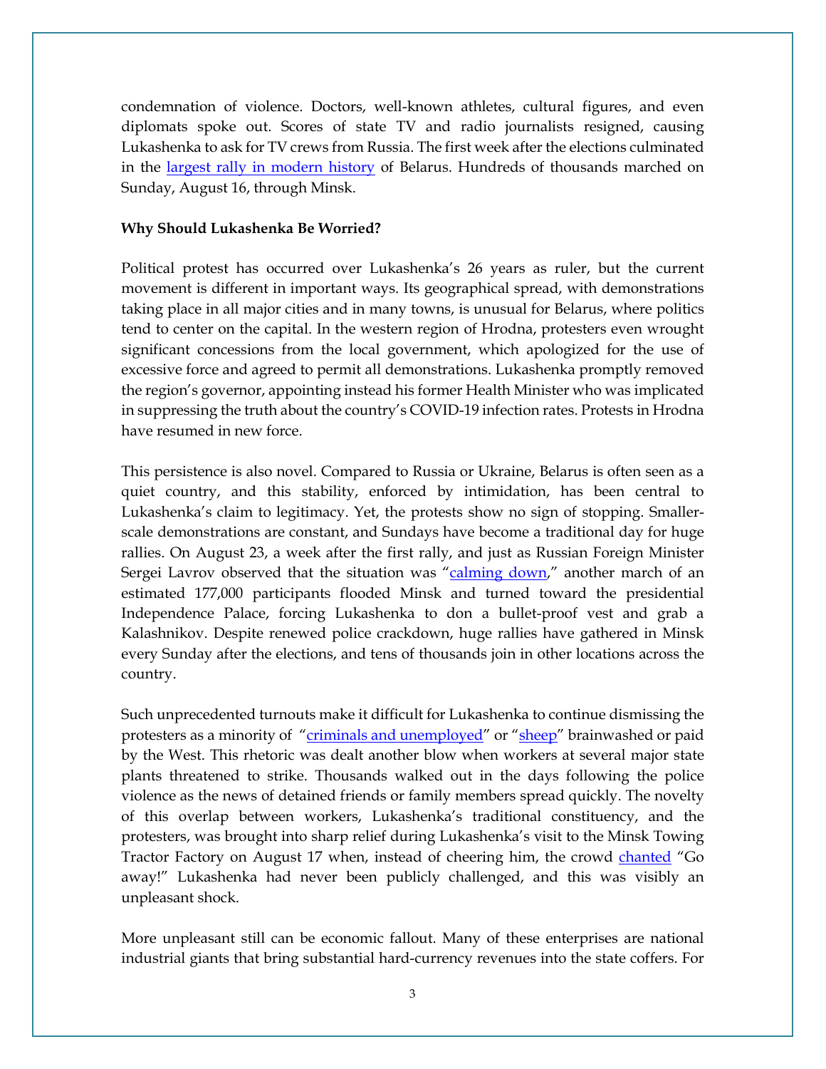condemnation of violence. Doctors, well-known athletes, cultural figures, and even diplomats spoke out. Scores of state TV and radio journalists resigned, causing Lukashenka to ask for TV crews from Russia. The first week after the elections culminated in the largest rally in modern history of Belarus. Hundreds of thousands marched on Sunday, August 16, through Minsk.

**Why Should Lukashenka Be Worried?**

Political protest has occurred over Lukashenka's 26 years as ruler, but the current movement is different in important ways. Its geographical spread, with demonstrations taking place in all major cities and in many towns, is unusual for Belarus, where politics tend to center on the capital. In the western region of Hrodna, protesters even wrought significant concessions from the local government, which apologized for the use of excessive force and agreed to permit all demonstrations. Lukashenka promptly removed the region's governor, appointing instead his former Health Minister who was implicated in suppressing the truth about the country's COVID-19 infection rates. Protests in Hrodna have resumed in new force.

This persistence is also novel. Compared to Russia or Ukraine, Belarus is often seen as a quiet country, and this stability, enforced by intimidation, has been central to Lukashenka's claim to legitimacy. Yet, the protests show no sign of stopping. Smaller-scale demonstrations are constant, and Sundays have become a traditional day for huge rallies. On August 23, a week after the first rally, and just as Russian Foreign Minister Sergei Lavrov observed that the situation was "calming down," another march of an estimated 177,000 participants flooded Minsk and turned toward the presidential Independence Palace, forcing Lukashenka to don a bullet-proof vest and grab a Kalashnikov. Despite renewed police crackdown, huge rallies have gathered in Minsk every Sunday after the elections, and tens of thousands join in other locations across the country.

Such unprecedented turnouts make it difficult for Lukashenka to continue dismissing the protesters as a minority of "criminals and unemployed" or "sheep" brainwashed or paid by the West. This rhetoric was dealt another blow when workers at several major state plants threatened to strike. Thousands walked out in the days following the police violence as the news of detained friends or family members spread quickly. The novelty of this overlap between workers, Lukashenka's traditional constituency, and the protesters, was brought into sharp relief during Lukashenka's visit to the Minsk Towing Tractor Factory on August 17 when, instead of cheering him, the crowd chanted "Go away!" Lukashenka had never been publicly challenged, and this was visibly an unpleasant shock.

More unpleasant still can be economic fallout. Many of these enterprises are national industrial giants that bring substantial hard-currency revenues into the state coffers. For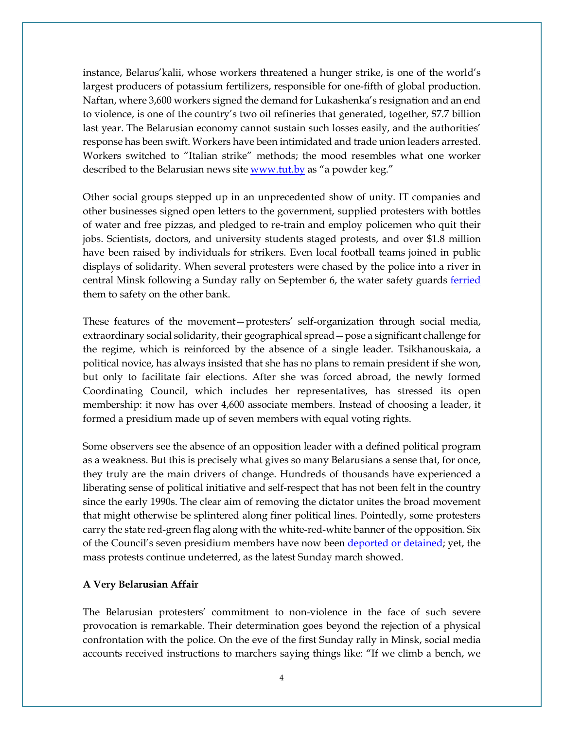instance, Belarus'kalii, whose workers threatened a hunger strike, is one of the world's largest producers of potassium fertilizers, responsible for one-fifth of global production. Naftan, where 3,600 workers signed the demand for Lukashenka's resignation and an end to violence, is one of the country's two oil refineries that generated, together, $7.7 billion last year. The Belarusian economy cannot sustain such losses easily, and the authorities' response has been swift. Workers have been intimidated and trade union leaders arrested. Workers switched to "Italian strike" methods; the mood resembles what one worker described to the Belarusian news site [www.tut.by](www.tut.by) as "a powder keg."

Other social groups stepped up in an unprecedented show of unity. IT companies and other businesses signed open letters to the government, supplied protesters with bottles of water and free pizzas, and pledged to re-train and employ policemen who quit their jobs. Scientists, doctors, and university students staged protests, and over $1.8 million have been raised by individuals for strikers. Even local football teams joined in public displays of solidarity. When several protesters were chased by the police into a river in central Minsk following a Sunday rally on September 6, the water safety guards [ferried]() them to safety on the other bank.

These features of the movement—protesters' self-organization through social media, extraordinary social solidarity, their geographical spread—pose a significant challenge for the regime, which is reinforced by the absence of a single leader. Tsikhanouskaia, a political novice, has always insisted that she has no plans to remain president if she won, but only to facilitate fair elections. After she was forced abroad, the newly formed Coordinating Council, which includes her representatives, has stressed its open membership: it now has over 4,600 associate members. Instead of choosing a leader, it formed a presidium made up of seven members with equal voting rights.

Some observers see the absence of an opposition leader with a defined political program as a weakness. But this is precisely what gives so many Belarusians a sense that, for once, they truly are the main drivers of change. Hundreds of thousands have experienced a liberating sense of political initiative and self-respect that has not been felt in the country since the early 1990s. The clear aim of removing the dictator unites the broad movement that might otherwise be splintered along finer political lines. Pointedly, some protesters carry the state red-green flag along with the white-red-white banner of the opposition. Six of the Council's seven presidium members have now been [deported or detained](); yet, the mass protests continue undeterred, as the latest Sunday march showed.

**A Very Belarusian Affair**

The Belarusian protesters' commitment to non-violence in the face of such severe provocation is remarkable. Their determination goes beyond the rejection of a physical confrontation with the police. On the eve of the first Sunday rally in Minsk, social media accounts received instructions to marchers saying things like: "If we climb a bench, we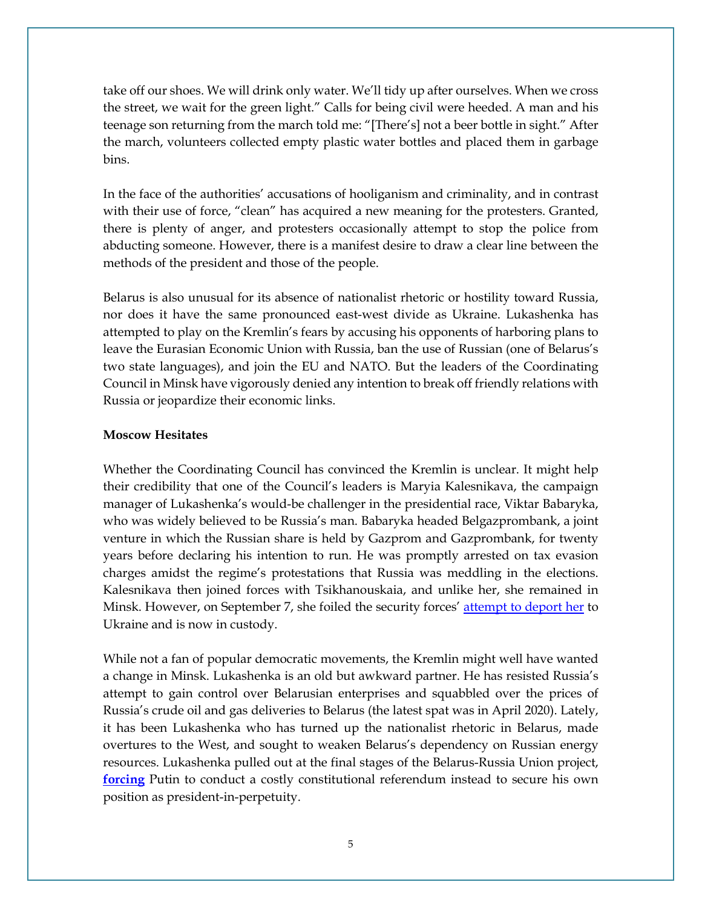take off our shoes. We will drink only water. We'll tidy up after ourselves. When we cross the street, we wait for the green light." Calls for being civil were heeded. A man and his teenage son returning from the march told me: "[There's] not a beer bottle in sight." After the march, volunteers collected empty plastic water bottles and placed them in garbage bins.

In the face of the authorities' accusations of hooliganism and criminality, and in contrast with their use of force, "clean" has acquired a new meaning for the protesters. Granted, there is plenty of anger, and protesters occasionally attempt to stop the police from abducting someone. However, there is a manifest desire to draw a clear line between the methods of the president and those of the people.

Belarus is also unusual for its absence of nationalist rhetoric or hostility toward Russia, nor does it have the same pronounced east-west divide as Ukraine. Lukashenka has attempted to play on the Kremlin's fears by accusing his opponents of harboring plans to leave the Eurasian Economic Union with Russia, ban the use of Russian (one of Belarus's two state languages), and join the EU and NATO. But the leaders of the Coordinating Council in Minsk have vigorously denied any intention to break off friendly relations with Russia or jeopardize their economic links.

**Moscow Hesitates**

Whether the Coordinating Council has convinced the Kremlin is unclear. It might help their credibility that one of the Council's leaders is Maryia Kalesnikava, the campaign manager of Lukashenka's would-be challenger in the presidential race, Viktar Babaryka, who was widely believed to be Russia's man. Babaryka headed Belgazprombank, a joint venture in which the Russian share is held by Gazprom and Gazprombank, for twenty years before declaring his intention to run. He was promptly arrested on tax evasion charges amidst the regime's protestations that Russia was meddling in the elections. Kalesnikava then joined forces with Tsikhanouskaia, and unlike her, she remained in Minsk. However, on September 7, she foiled the security forces' attempt to deport her to Ukraine and is now in custody.

While not a fan of popular democratic movements, the Kremlin might well have wanted a change in Minsk. Lukashenka is an old but awkward partner. He has resisted Russia's attempt to gain control over Belarusian enterprises and squabbled over the prices of Russia's crude oil and gas deliveries to Belarus (the latest spat was in April 2020). Lately, it has been Lukashenka who has turned up the nationalist rhetoric in Belarus, made overtures to the West, and sought to weaken Belarus's dependency on Russian energy resources. Lukashenka pulled out at the final stages of the Belarus-Russia Union project, **forcing** Putin to conduct a costly constitutional referendum instead to secure his own position as president-in-perpetuity.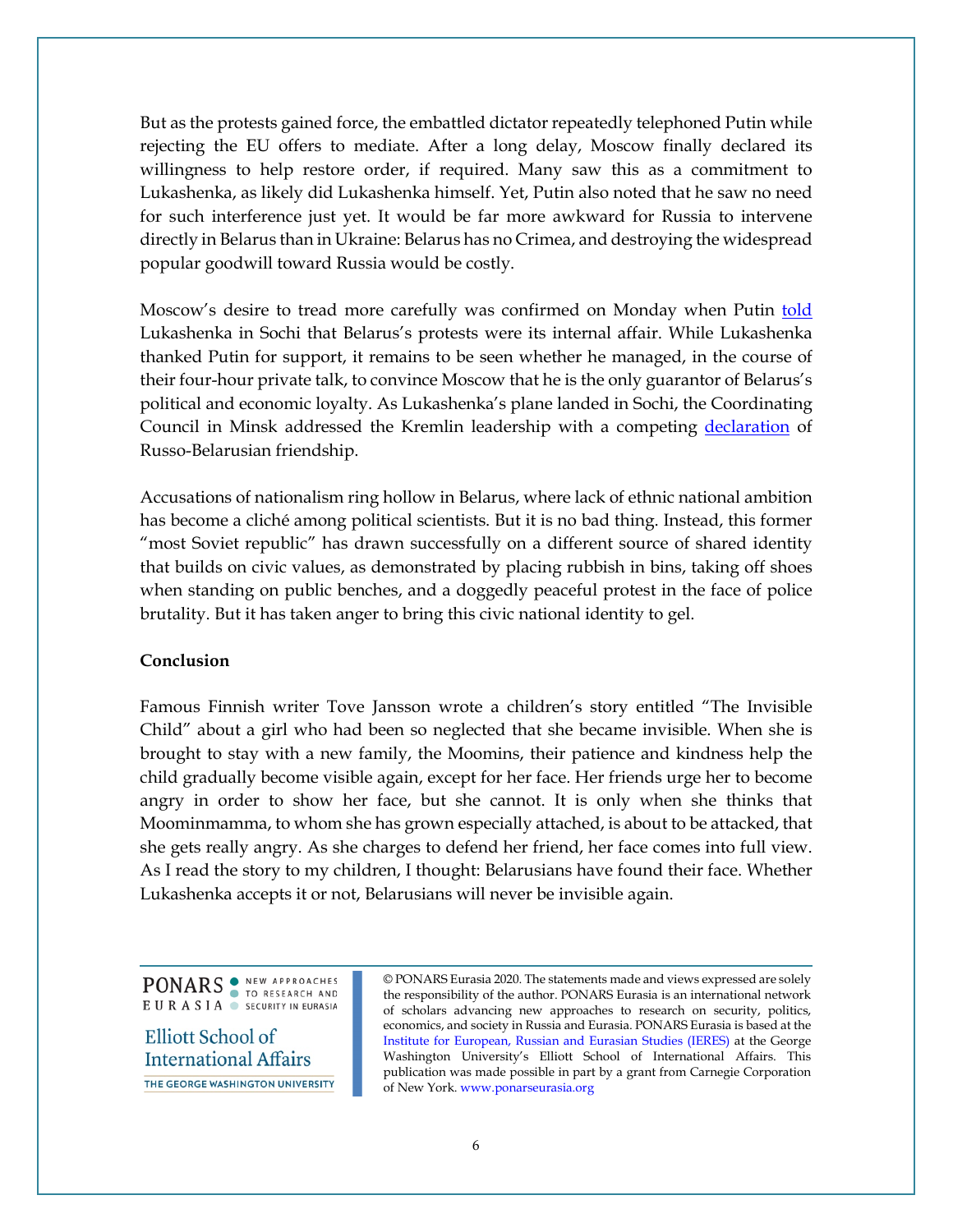But as the protests gained force, the embattled dictator repeatedly telephoned Putin while rejecting the EU offers to mediate. After a long delay, Moscow finally declared its willingness to help restore order, if required. Many saw this as a commitment to Lukashenka, as likely did Lukashenka himself. Yet, Putin also noted that he saw no need for such interference just yet. It would be far more awkward for Russia to intervene directly in Belarus than in Ukraine: Belarus has no Crimea, and destroying the widespread popular goodwill toward Russia would be costly.

Moscow's desire to tread more carefully was confirmed on Monday when Putin told Lukashenka in Sochi that Belarus's protests were its internal affair. While Lukashenka thanked Putin for support, it remains to be seen whether he managed, in the course of their four-hour private talk, to convince Moscow that he is the only guarantor of Belarus's political and economic loyalty. As Lukashenka's plane landed in Sochi, the Coordinating Council in Minsk addressed the Kremlin leadership with a competing declaration of Russo-Belarusian friendship.

Accusations of nationalism ring hollow in Belarus, where lack of ethnic national ambition has become a cliché among political scientists. But it is no bad thing. Instead, this former "most Soviet republic" has drawn successfully on a different source of shared identity that builds on civic values, as demonstrated by placing rubbish in bins, taking off shoes when standing on public benches, and a doggedly peaceful protest in the face of police brutality. But it has taken anger to bring this civic national identity to gel.

**Conclusion**

Famous Finnish writer Tove Jansson wrote a children's story entitled "The Invisible Child" about a girl who had been so neglected that she became invisible. When she is brought to stay with a new family, the Moomins, their patience and kindness help the child gradually become visible again, except for her face. Her friends urge her to become angry in order to show her face, but she cannot. It is only when she thinks that Moominmamma, to whom she has grown especially attached, is about to be attacked, that she gets really angry. As she charges to defend her friend, her face comes into full view. As I read the story to my children, I thought: Belarusians have found their face. Whether Lukashenka accepts it or not, Belarusians will never be invisible again.

PONARS EURASIA — NEW APPROACHES TO RESEARCH AND SECURITY IN EURASIA

Elliott School of International Affairs
THE GEORGE WASHINGTON UNIVERSITY

© PONARS Eurasia 2020. The statements made and views expressed are solely the responsibility of the author. PONARS Eurasia is an international network of scholars advancing new approaches to research on security, politics, economics, and society in Russia and Eurasia. PONARS Eurasia is based at the Institute for European, Russian and Eurasian Studies (IERES) at the George Washington University's Elliott School of International Affairs. This publication was made possible in part by a grant from Carnegie Corporation of New York. www.ponarseurasia.org